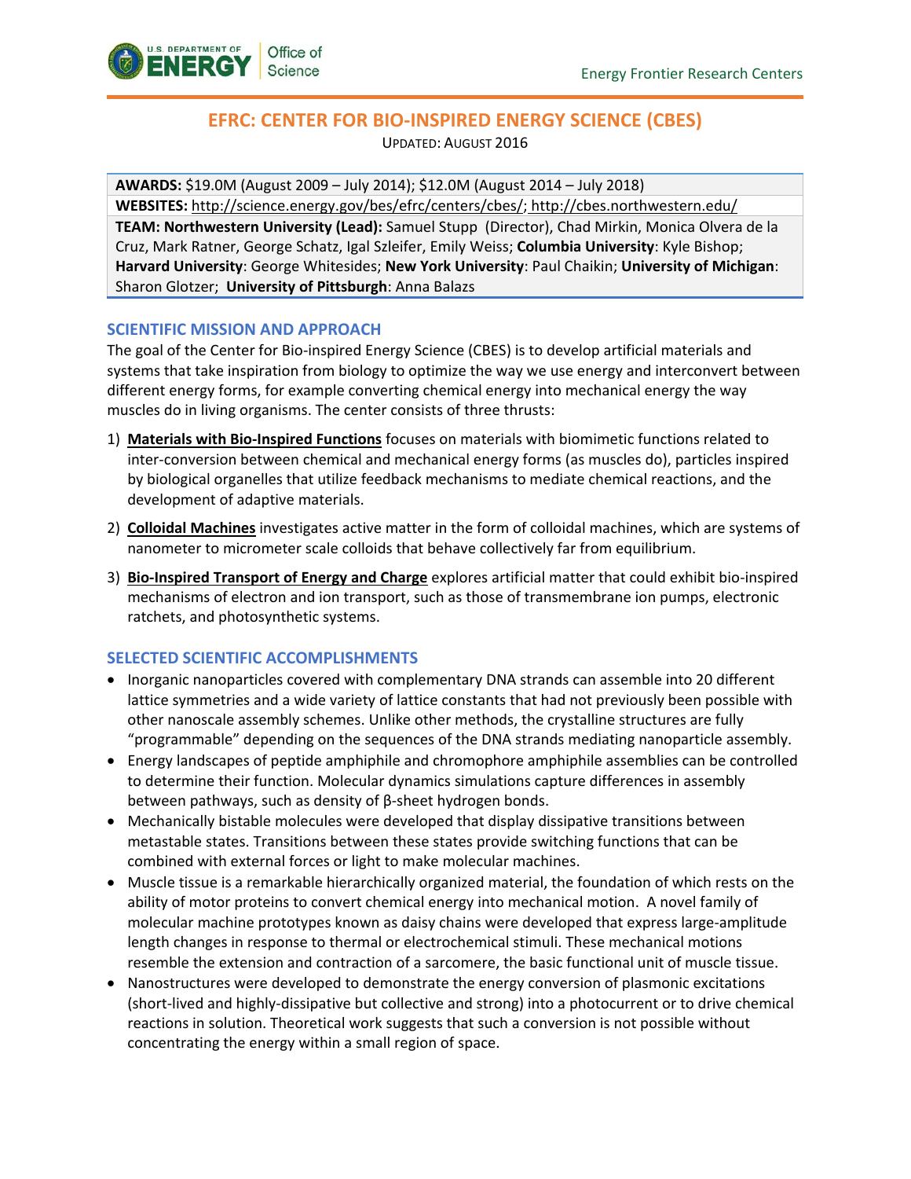Energy Frontier Research Centers

# EFRC: CENTER FOR BIO-INSPIRED ENERGY SCIENCE (CBES)

UPDATED: AUGUST 2016

**AWARDS:** $19.0M (August 2009 – July 2014); $12.0M (August 2014 – July 2018)
**WEBSITES:** http://science.energy.gov/bes/efrc/centers/cbes/; http://cbes.northwestern.edu/
**TEAM: Northwestern University (Lead):** Samuel Stupp (Director), Chad Mirkin, Monica Olvera de la Cruz, Mark Ratner, George Schatz, Igal Szleifer, Emily Weiss; **Columbia University**: Kyle Bishop; **Harvard University**: George Whitesides; **New York University**: Paul Chaikin; **University of Michigan**: Sharon Glotzer; **University of Pittsburgh**: Anna Balazs

## SCIENTIFIC MISSION AND APPROACH

The goal of the Center for Bio-inspired Energy Science (CBES) is to develop artificial materials and systems that take inspiration from biology to optimize the way we use energy and interconvert between different energy forms, for example converting chemical energy into mechanical energy the way muscles do in living organisms. The center consists of three thrusts:

1) **Materials with Bio-Inspired Functions** focuses on materials with biomimetic functions related to inter-conversion between chemical and mechanical energy forms (as muscles do), particles inspired by biological organelles that utilize feedback mechanisms to mediate chemical reactions, and the development of adaptive materials.
2) **Colloidal Machines** investigates active matter in the form of colloidal machines, which are systems of nanometer to micrometer scale colloids that behave collectively far from equilibrium.
3) **Bio-Inspired Transport of Energy and Charge** explores artificial matter that could exhibit bio-inspired mechanisms of electron and ion transport, such as those of transmembrane ion pumps, electronic ratchets, and photosynthetic systems.

## SELECTED SCIENTIFIC ACCOMPLISHMENTS

- Inorganic nanoparticles covered with complementary DNA strands can assemble into 20 different lattice symmetries and a wide variety of lattice constants that had not previously been possible with other nanoscale assembly schemes. Unlike other methods, the crystalline structures are fully "programmable" depending on the sequences of the DNA strands mediating nanoparticle assembly.
- Energy landscapes of peptide amphiphile and chromophore amphiphile assemblies can be controlled to determine their function. Molecular dynamics simulations capture differences in assembly between pathways, such as density of β-sheet hydrogen bonds.
- Mechanically bistable molecules were developed that display dissipative transitions between metastable states. Transitions between these states provide switching functions that can be combined with external forces or light to make molecular machines.
- Muscle tissue is a remarkable hierarchically organized material, the foundation of which rests on the ability of motor proteins to convert chemical energy into mechanical motion. A novel family of molecular machine prototypes known as daisy chains were developed that express large-amplitude length changes in response to thermal or electrochemical stimuli. These mechanical motions resemble the extension and contraction of a sarcomere, the basic functional unit of muscle tissue.
- Nanostructures were developed to demonstrate the energy conversion of plasmonic excitations (short-lived and highly-dissipative but collective and strong) into a photocurrent or to drive chemical reactions in solution. Theoretical work suggests that such a conversion is not possible without concentrating the energy within a small region of space.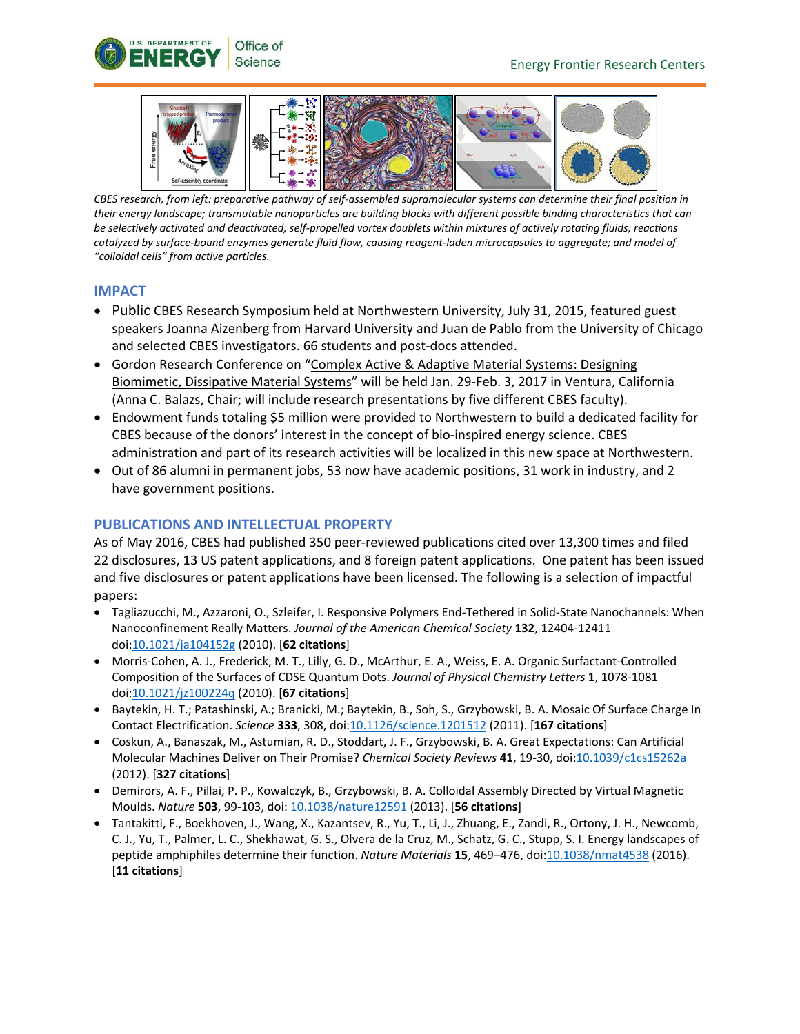*CBES research, from left: preparative pathway of self-assembled supramolecular systems can determine their final position in their energy landscape; transmutable nanoparticles are building blocks with different possible binding characteristics that can be selectively activated and deactivated; self-propelled vortex doublets within mixtures of actively rotating fluids; reactions catalyzed by surface-bound enzymes generate fluid flow, causing reagent-laden microcapsules to aggregate; and model of "colloidal cells" from active particles.*

## IMPACT

- Public CBES Research Symposium held at Northwestern University, July 31, 2015, featured guest speakers Joanna Aizenberg from Harvard University and Juan de Pablo from the University of Chicago and selected CBES investigators. 66 students and post-docs attended.
- Gordon Research Conference on "Complex Active & Adaptive Material Systems: Designing Biomimetic, Dissipative Material Systems" will be held Jan. 29-Feb. 3, 2017 in Ventura, California (Anna C. Balazs, Chair; will include research presentations by five different CBES faculty).
- Endowment funds totaling $5 million were provided to Northwestern to build a dedicated facility for CBES because of the donors' interest in the concept of bio-inspired energy science. CBES administration and part of its research activities will be localized in this new space at Northwestern.
- Out of 86 alumni in permanent jobs, 53 now have academic positions, 31 work in industry, and 2 have government positions.

## PUBLICATIONS AND INTELLECTUAL PROPERTY

As of May 2016, CBES had published 350 peer-reviewed publications cited over 13,300 times and filed 22 disclosures, 13 US patent applications, and 8 foreign patent applications. One patent has been issued and five disclosures or patent applications have been licensed. The following is a selection of impactful papers:

- Tagliazucchi, M., Azzaroni, O., Szleifer, I. Responsive Polymers End-Tethered in Solid-State Nanochannels: When Nanoconfinement Really Matters. *Journal of the American Chemical Society* **132**, 12404-12411 doi:10.1021/ja104152g (2010). [**62 citations**]
- Morris-Cohen, A. J., Frederick, M. T., Lilly, G. D., McArthur, E. A., Weiss, E. A. Organic Surfactant-Controlled Composition of the Surfaces of CDSE Quantum Dots. *Journal of Physical Chemistry Letters* **1**, 1078-1081 doi:10.1021/jz100224q (2010). [**67 citations**]
- Baytekin, H. T.; Patashinski, A.; Branicki, M.; Baytekin, B., Soh, S., Grzybowski, B. A. Mosaic Of Surface Charge In Contact Electrification. *Science* **333**, 308, doi:10.1126/science.1201512 (2011). [**167 citations**]
- Coskun, A., Banaszak, M., Astumian, R. D., Stoddart, J. F., Grzybowski, B. A. Great Expectations: Can Artificial Molecular Machines Deliver on Their Promise? *Chemical Society Reviews* **41**, 19-30, doi:10.1039/c1cs15262a (2012). [**327 citations**]
- Demirors, A. F., Pillai, P. P., Kowalczyk, B., Grzybowski, B. A. Colloidal Assembly Directed by Virtual Magnetic Moulds. *Nature* **503**, 99-103, doi: 10.1038/nature12591 (2013). [**56 citations**]
- Tantakitti, F., Boekhoven, J., Wang, X., Kazantsev, R., Yu, T., Li, J., Zhuang, E., Zandi, R., Ortony, J. H., Newcomb, C. J., Yu, T., Palmer, L. C., Shekhawat, G. S., Olvera de la Cruz, M., Schatz, G. C., Stupp, S. I. Energy landscapes of peptide amphiphiles determine their function. *Nature Materials* **15**, 469–476, doi:10.1038/nmat4538 (2016). [**11 citations**]